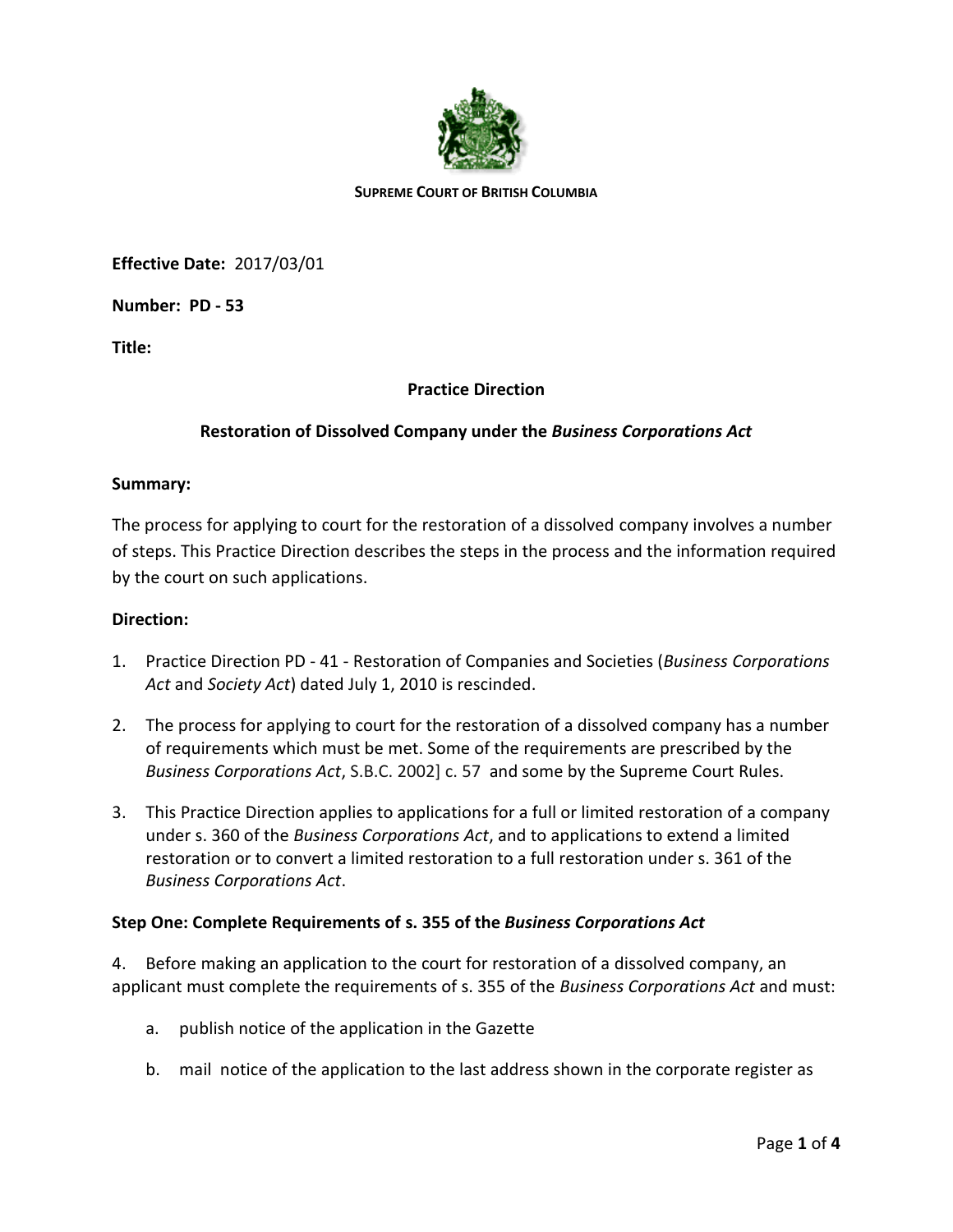**SUPREME COURT OF BRITISH COLUMBIA**

**Effective Date:** 2017/03/01

**Number: PD - 53**

**Title:**

## Practice Direction

## Restoration of Dissolved Company under the *Business Corporations Act*

**Summary:**

The process for applying to court for the restoration of a dissolved company involves a number of steps. This Practice Direction describes the steps in the process and the information required by the court on such applications.

**Direction:**

1. Practice Direction PD - 41 - Restoration of Companies and Societies (*Business Corporations Act* and *Society Act*) dated July 1, 2010 is rescinded.

2. The process for applying to court for the restoration of a dissolved company has a number of requirements which must be met. Some of the requirements are prescribed by the *Business Corporations Act*, S.B.C. 2002] c. 57 and some by the Supreme Court Rules.

3. This Practice Direction applies to applications for a full or limited restoration of a company under s. 360 of the *Business Corporations Act*, and to applications to extend a limited restoration or to convert a limited restoration to a full restoration under s. 361 of the *Business Corporations Act*.

### Step One: Complete Requirements of s. 355 of the *Business Corporations Act*

4. Before making an application to the court for restoration of a dissolved company, an applicant must complete the requirements of s. 355 of the *Business Corporations Act* and must:

   a. publish notice of the application in the Gazette

   b. mail notice of the application to the last address shown in the corporate register as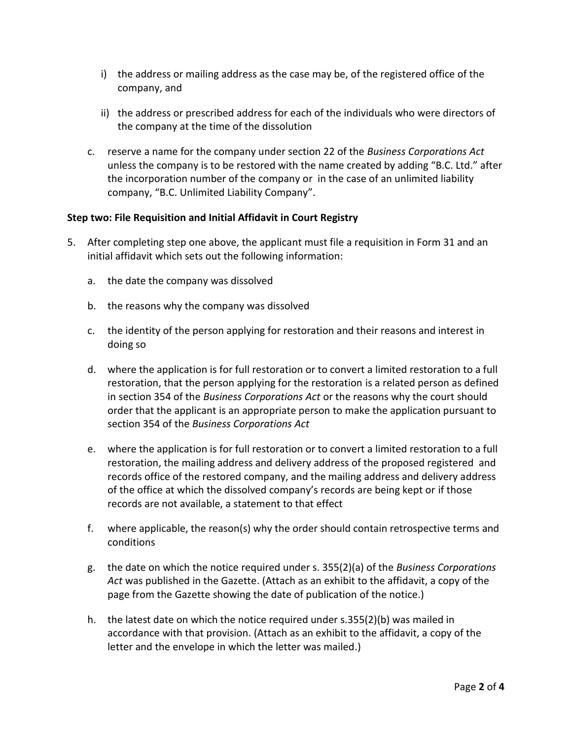i) the address or mailing address as the case may be, of the registered office of the company, and

ii) the address or prescribed address for each of the individuals who were directors of the company at the time of the dissolution

c. reserve a name for the company under section 22 of the *Business Corporations Act* unless the company is to be restored with the name created by adding "B.C. Ltd." after the incorporation number of the company or in the case of an unlimited liability company, "B.C. Unlimited Liability Company".

**Step two: File Requisition and Initial Affidavit in Court Registry**

5. After completing step one above, the applicant must file a requisition in Form 31 and an initial affidavit which sets out the following information:

   a. the date the company was dissolved

   b. the reasons why the company was dissolved

   c. the identity of the person applying for restoration and their reasons and interest in doing so

   d. where the application is for full restoration or to convert a limited restoration to a full restoration, that the person applying for the restoration is a related person as defined in section 354 of the *Business Corporations Act* or the reasons why the court should order that the applicant is an appropriate person to make the application pursuant to section 354 of the *Business Corporations Act*

   e. where the application is for full restoration or to convert a limited restoration to a full restoration, the mailing address and delivery address of the proposed registered and records office of the restored company, and the mailing address and delivery address of the office at which the dissolved company's records are being kept or if those records are not available, a statement to that effect

   f. where applicable, the reason(s) why the order should contain retrospective terms and conditions

   g. the date on which the notice required under s. 355(2)(a) of the *Business Corporations Act* was published in the Gazette. (Attach as an exhibit to the affidavit, a copy of the page from the Gazette showing the date of publication of the notice.)

   h. the latest date on which the notice required under s.355(2)(b) was mailed in accordance with that provision. (Attach as an exhibit to the affidavit, a copy of the letter and the envelope in which the letter was mailed.)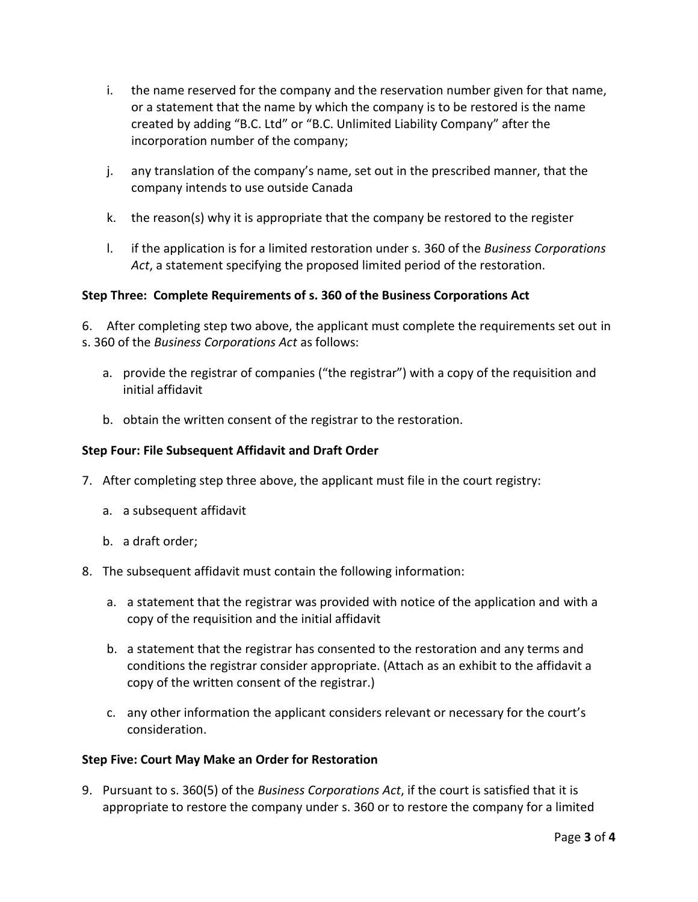i. the name reserved for the company and the reservation number given for that name, or a statement that the name by which the company is to be restored is the name created by adding "B.C. Ltd" or "B.C. Unlimited Liability Company" after the incorporation number of the company;

j. any translation of the company's name, set out in the prescribed manner, that the company intends to use outside Canada

k. the reason(s) why it is appropriate that the company be restored to the register

l. if the application is for a limited restoration under s. 360 of the *Business Corporations Act*, a statement specifying the proposed limited period of the restoration.

**Step Three: Complete Requirements of s. 360 of the Business Corporations Act**

6. After completing step two above, the applicant must complete the requirements set out in s. 360 of the *Business Corporations Act* as follows:

   a. provide the registrar of companies ("the registrar") with a copy of the requisition and initial affidavit

   b. obtain the written consent of the registrar to the restoration.

**Step Four: File Subsequent Affidavit and Draft Order**

7. After completing step three above, the applicant must file in the court registry:

   a. a subsequent affidavit

   b. a draft order;

8. The subsequent affidavit must contain the following information:

   a. a statement that the registrar was provided with notice of the application and with a copy of the requisition and the initial affidavit

   b. a statement that the registrar has consented to the restoration and any terms and conditions the registrar consider appropriate. (Attach as an exhibit to the affidavit a copy of the written consent of the registrar.)

   c. any other information the applicant considers relevant or necessary for the court's consideration.

**Step Five: Court May Make an Order for Restoration**

9. Pursuant to s. 360(5) of the *Business Corporations Act*, if the court is satisfied that it is appropriate to restore the company under s. 360 or to restore the company for a limited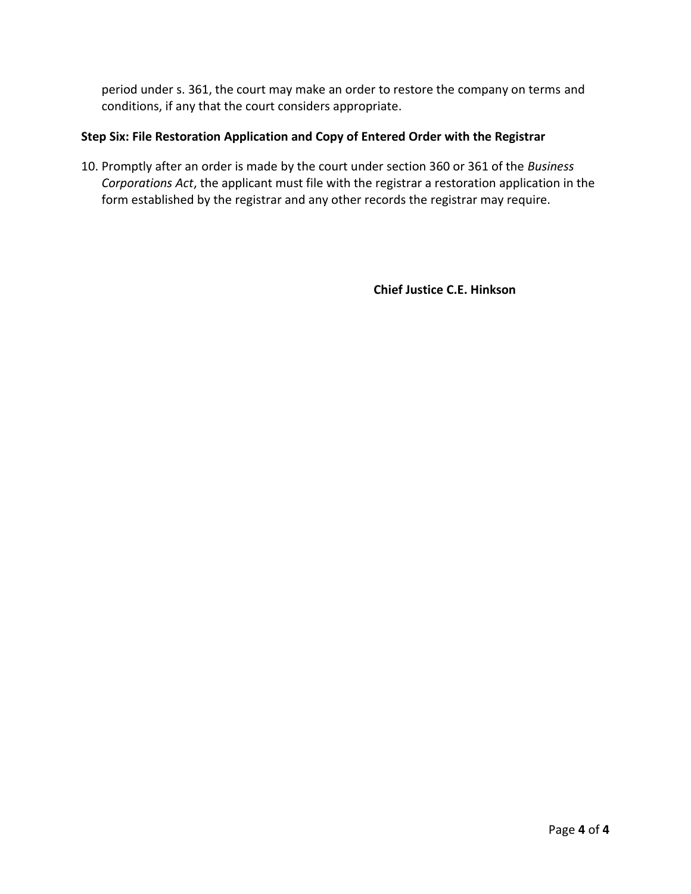period under s. 361, the court may make an order to restore the company on terms and conditions, if any that the court considers appropriate.

**Step Six: File Restoration Application and Copy of Entered Order with the Registrar**

10. Promptly after an order is made by the court under section 360 or 361 of the *Business Corporations Act*, the applicant must file with the registrar a restoration application in the form established by the registrar and any other records the registrar may require.

**Chief Justice C.E. Hinkson**